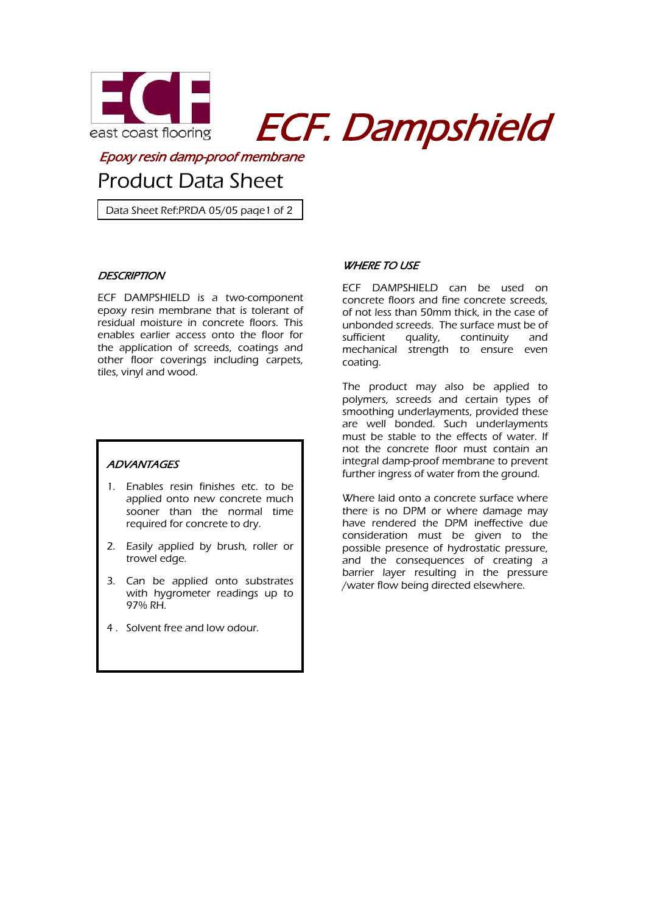ECF

east coast flooring

# ECF. Dampshield

*Epoxy resin damp-proof membrane*

## Product Data Sheet

Data Sheet Ref:PRDA 05/05 page1 of 2

### *DESCRIPTION*

ECF DAMPSHIELD is a two-component epoxy resin membrane that is tolerant of residual moisture in concrete floors. This enables earlier access onto the floor for the application of screeds, coatings and other floor coverings including carpets, tiles, vinyl and wood.

### *ADVANTAGES*

1. Enables resin finishes etc. to be applied onto new concrete much sooner than the normal time required for concrete to dry.
2. Easily applied by brush, roller or trowel edge.
3. Can be applied onto substrates with hygrometer readings up to 97% RH.
4. Solvent free and low odour.

### *WHERE TO USE*

ECF DAMPSHIELD can be used on concrete floors and fine concrete screeds, of not less than 50mm thick, in the case of unbonded screeds. The surface must be of sufficient quality, continuity and mechanical strength to ensure even coating.

The product may also be applied to polymers, screeds and certain types of smoothing underlayments, provided these are well bonded. Such underlayments must be stable to the effects of water. If not the concrete floor must contain an integral damp-proof membrane to prevent further ingress of water from the ground.

Where laid onto a concrete surface where there is no DPM or where damage may have rendered the DPM ineffective due consideration must be given to the possible presence of hydrostatic pressure, and the consequences of creating a barrier layer resulting in the pressure /water flow being directed elsewhere.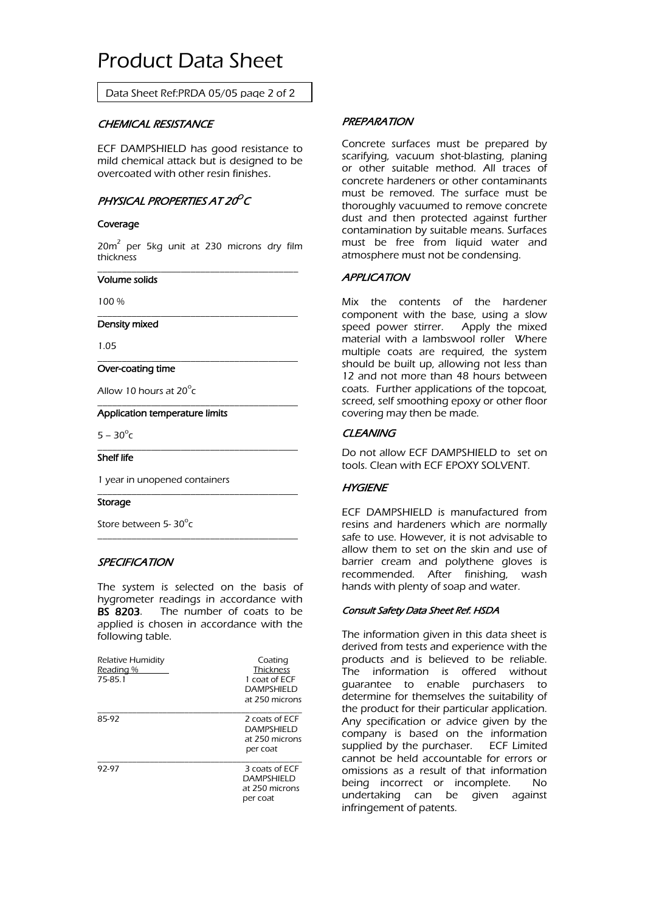# Product Data Sheet

Data Sheet Ref:PRDA 05/05 page 2 of 2

## *CHEMICAL RESISTANCE*

ECF DAMPSHIELD has good resistance to mild chemical attack but is designed to be overcoated with other resin finishes.

## *PHYSICAL PROPERTIES AT 20°C*

**Coverage**

20m² per 5kg unit at 230 microns dry film thickness

**Volume solids**

100 %

**Density mixed**

1.05

**Over-coating time**

Allow 10 hours at 20°c

**Application temperature limits**

5 – 30°c

**Shelf life**

1 year in unopened containers

**Storage**

Store between 5- 30°c

## *SPECIFICATION*

The system is selected on the basis of hygrometer readings in accordance with **BS 8203**. The number of coats to be applied is chosen in accordance with the following table.

| Relative Humidity Reading % | Coating Thickness |
|---|---|
| 75-85.1 | 1 coat of ECF DAMPSHIELD at 250 microns |
| 85-92 | 2 coats of ECF DAMPSHIELD at 250 microns per coat |
| 92-97 | 3 coats of ECF DAMPSHIELD at 250 microns per coat |

## *PREPARATION*

Concrete surfaces must be prepared by scarifying, vacuum shot-blasting, planing or other suitable method. All traces of concrete hardeners or other contaminants must be removed. The surface must be thoroughly vacuumed to remove concrete dust and then protected against further contamination by suitable means. Surfaces must be free from liquid water and atmosphere must not be condensing.

## *APPLICATION*

Mix the contents of the hardener component with the base, using a slow speed power stirrer. Apply the mixed material with a lambswool roller Where multiple coats are required, the system should be built up, allowing not less than 12 and not more than 48 hours between coats. Further applications of the topcoat, screed, self smoothing epoxy or other floor covering may then be made.

## *CLEANING*

Do not allow ECF DAMPSHIELD to set on tools. Clean with ECF EPOXY SOLVENT.

## *HYGIENE*

ECF DAMPSHIELD is manufactured from resins and hardeners which are normally safe to use. However, it is not advisable to allow them to set on the skin and use of barrier cream and polythene gloves is recommended. After finishing, wash hands with plenty of soap and water.

***Consult Safety Data Sheet Ref. HSDA***

The information given in this data sheet is derived from tests and experience with the products and is believed to be reliable. The information is offered without guarantee to enable purchasers to determine for themselves the suitability of the product for their particular application. Any specification or advice given by the company is based on the information supplied by the purchaser. ECF Limited cannot be held accountable for errors or omissions as a result of that information being incorrect or incomplete. No undertaking can be given against infringement of patents.